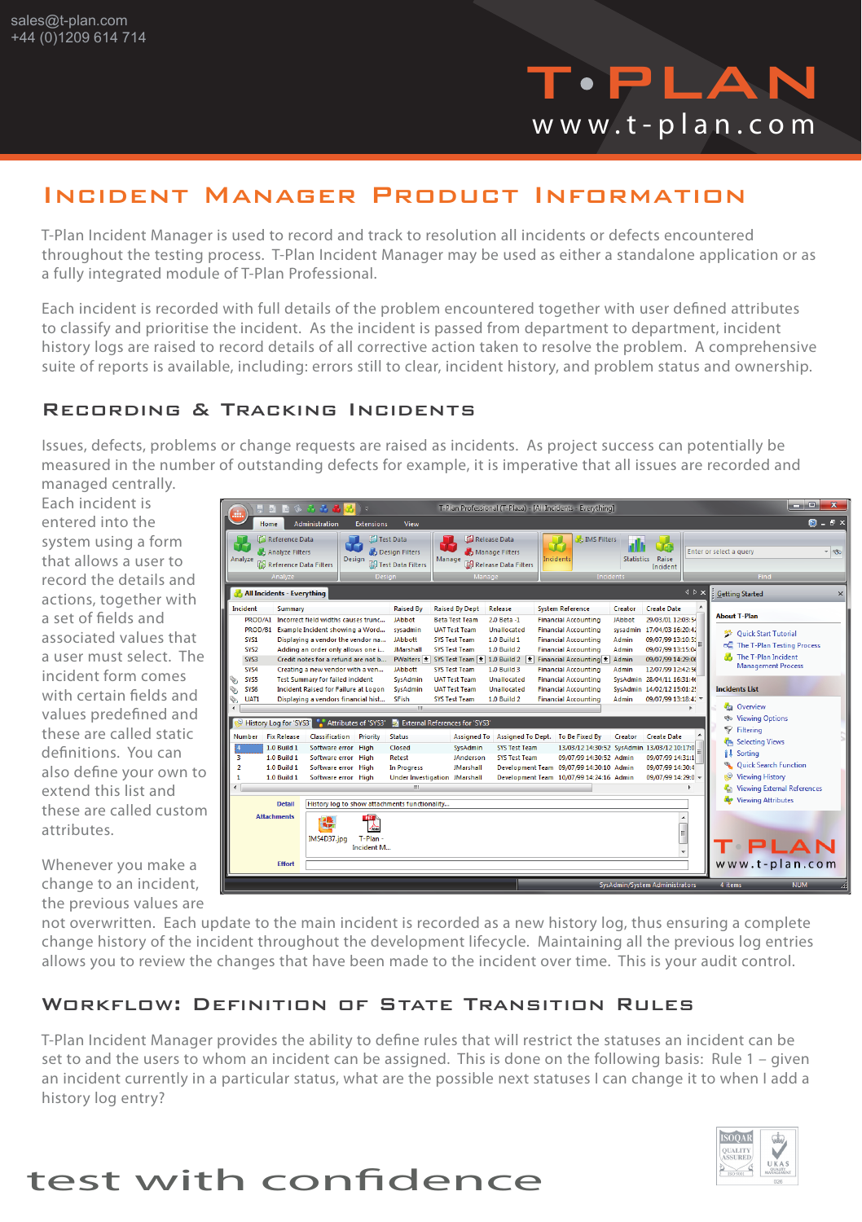sales@t-plan.com
+44 (0)1209 614 714

T•PLAN
www.t-plan.com

# Incident Manager Product Information

T-Plan Incident Manager is used to record and track to resolution all incidents or defects encountered throughout the testing process. T-Plan Incident Manager may be used as either a standalone application or as a fully integrated module of T-Plan Professional.

Each incident is recorded with full details of the problem encountered together with user defined attributes to classify and prioritise the incident. As the incident is passed from department to department, incident history logs are raised to record details of all corrective action taken to resolve the problem. A comprehensive suite of reports is available, including: errors still to clear, incident history, and problem status and ownership.

## Recording & Tracking Incidents

Issues, defects, problems or change requests are raised as incidents. As project success can potentially be measured in the number of outstanding defects for example, it is imperative that all issues are recorded and managed centrally.

Each incident is entered into the system using a form that allows a user to record the details and actions, together with a set of fields and associated values that a user must select. The incident form comes with certain fields and values predefined and these are called static definitions. You can also define your own to extend this list and these are called custom attributes.

Whenever you make a change to an incident, the previous values are not overwritten. Each update to the main incident is recorded as a new history log, thus ensuring a complete change history of the incident throughout the development lifecycle. Maintaining all the previous log entries allows you to review the changes that have been made to the incident over time. This is your audit control.

## Workflow: Definition of State Transition Rules

T-Plan Incident Manager provides the ability to define rules that will restrict the statuses an incident can be set to and the users to whom an incident can be assigned. This is done on the following basis: Rule 1 – given an incident currently in a particular status, what are the possible next statuses I can change it to when I add a history log entry?

test with confidence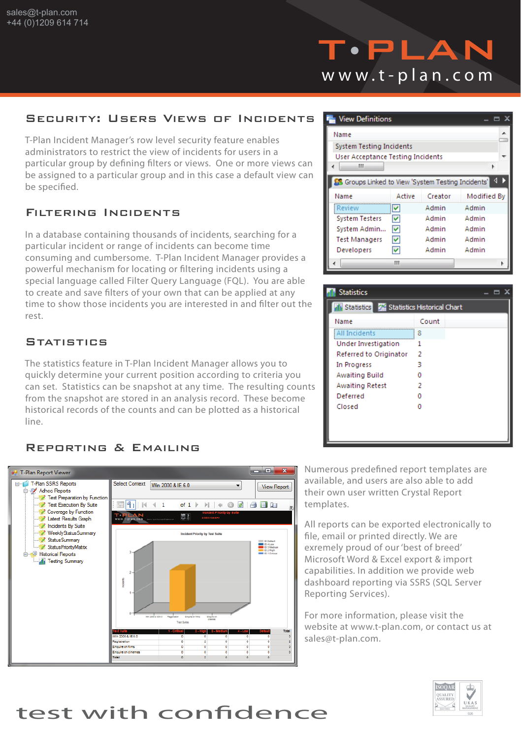sales@t-plan.com
+44 (0)1209 614 714

T·PLAN
www.t-plan.com

## Security: Users Views of Incidents

T-Plan Incident Manager's row level security feature enables administrators to restrict the view of incidents for users in a particular group by defining filters or views. One or more views can be assigned to a particular group and in this case a default view can be specified.

## Filtering Incidents

In a database containing thousands of incidents, searching for a particular incident or range of incidents can become time consuming and cumbersome. T-Plan Incident Manager provides a powerful mechanism for locating or filtering incidents using a special language called Filter Query Language (FQL). You are able to create and save filters of your own that can be applied at any time to show those incidents you are interested in and filter out the rest.

## Statistics

The statistics feature in T-Plan Incident Manager allows you to quickly determine your current position according to criteria you can set. Statistics can be snapshot at any time. The resulting counts from the snapshot are stored in an analysis record. These become historical records of the counts and can be plotted as a historical line.

## Reporting & Emailing

Numerous predefined report templates are available, and users are also able to add their own user written Crystal Report templates.

All reports can be exported electronically to file, email or printed directly. We are exremely proud of our 'best of breed' Microsoft Word & Excel export & import capabilities. In addition we provide web dashboard reporting via SSRS (SQL Server Reporting Services).

For more information, please visit the website at www.t-plan.com, or contact us at sales@t-plan.com.

test with confidence